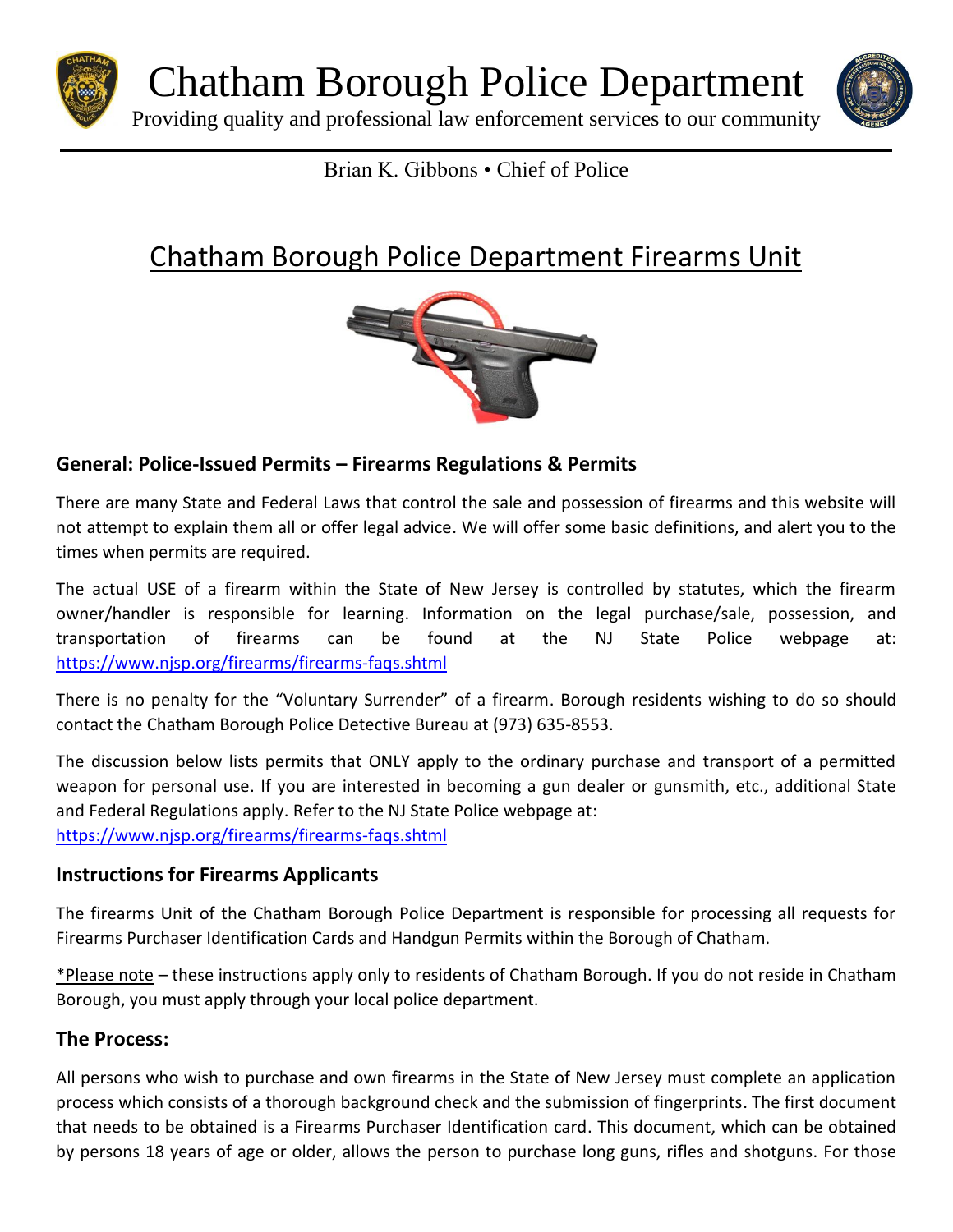# Chatham Borough Police Department

Providing quality and professional law enforcement services to our community

Brian K. Gibbons • Chief of Police

## Chatham Borough Police Department Firearms Unit

### General: Police-Issued Permits – Firearms Regulations & Permits

There are many State and Federal Laws that control the sale and possession of firearms and this website will not attempt to explain them all or offer legal advice. We will offer some basic definitions, and alert you to the times when permits are required.

The actual USE of a firearm within the State of New Jersey is controlled by statutes, which the firearm owner/handler is responsible for learning. Information on the legal purchase/sale, possession, and transportation of firearms can be found at the NJ State Police webpage at: https://www.njsp.org/firearms/firearms-faqs.shtml

There is no penalty for the "Voluntary Surrender" of a firearm. Borough residents wishing to do so should contact the Chatham Borough Police Detective Bureau at (973) 635-8553.

The discussion below lists permits that ONLY apply to the ordinary purchase and transport of a permitted weapon for personal use. If you are interested in becoming a gun dealer or gunsmith, etc., additional State and Federal Regulations apply. Refer to the NJ State Police webpage at:
https://www.njsp.org/firearms/firearms-faqs.shtml

### Instructions for Firearms Applicants

The firearms Unit of the Chatham Borough Police Department is responsible for processing all requests for Firearms Purchaser Identification Cards and Handgun Permits within the Borough of Chatham.

*Please note – these instructions apply only to residents of Chatham Borough. If you do not reside in Chatham Borough, you must apply through your local police department.

### The Process:

All persons who wish to purchase and own firearms in the State of New Jersey must complete an application process which consists of a thorough background check and the submission of fingerprints. The first document that needs to be obtained is a Firearms Purchaser Identification card. This document, which can be obtained by persons 18 years of age or older, allows the person to purchase long guns, rifles and shotguns. For those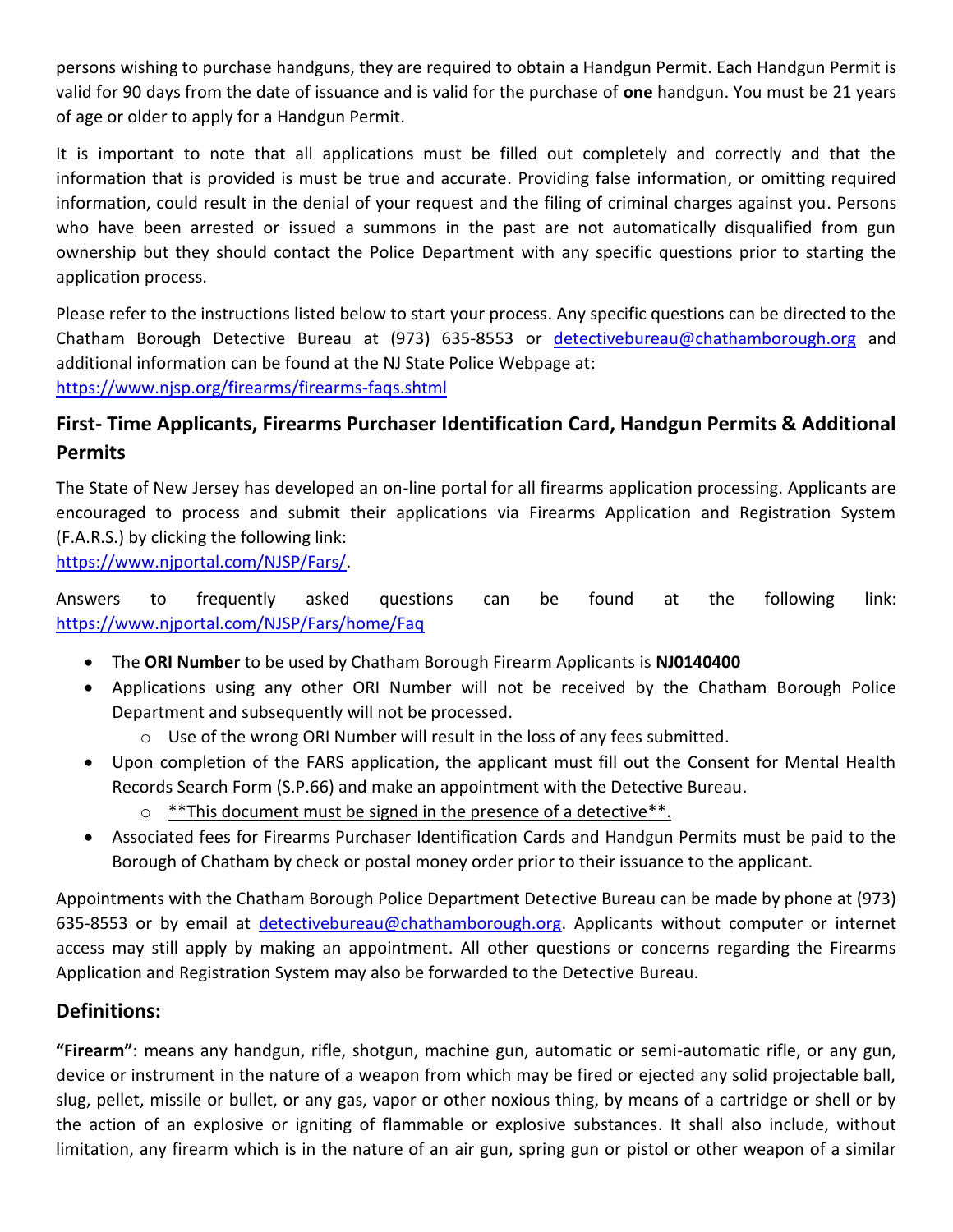persons wishing to purchase handguns, they are required to obtain a Handgun Permit. Each Handgun Permit is valid for 90 days from the date of issuance and is valid for the purchase of **one** handgun. You must be 21 years of age or older to apply for a Handgun Permit.

It is important to note that all applications must be filled out completely and correctly and that the information that is provided is must be true and accurate. Providing false information, or omitting required information, could result in the denial of your request and the filing of criminal charges against you. Persons who have been arrested or issued a summons in the past are not automatically disqualified from gun ownership but they should contact the Police Department with any specific questions prior to starting the application process.

Please refer to the instructions listed below to start your process. Any specific questions can be directed to the Chatham Borough Detective Bureau at (973) 635-8553 or [detectivebureau@chathamborough.org](mailto:detectivebureau@chathamborough.org) and additional information can be found at the NJ State Police Webpage at:
[https://www.njsp.org/firearms/firearms-faqs.shtml](https://www.njsp.org/firearms/firearms-faqs.shtml)

## First- Time Applicants, Firearms Purchaser Identification Card, Handgun Permits & Additional Permits

The State of New Jersey has developed an on-line portal for all firearms application processing. Applicants are encouraged to process and submit their applications via Firearms Application and Registration System (F.A.R.S.) by clicking the following link:
[https://www.njportal.com/NJSP/Fars/](https://www.njportal.com/NJSP/Fars/).

Answers to frequently asked questions can be found at the following link: [https://www.njportal.com/NJSP/Fars/home/Faq](https://www.njportal.com/NJSP/Fars/home/Faq)

- The **ORI Number** to be used by Chatham Borough Firearm Applicants is **NJ0140400**
- Applications using any other ORI Number will not be received by the Chatham Borough Police Department and subsequently will not be processed.
    - Use of the wrong ORI Number will result in the loss of any fees submitted.
- Upon completion of the FARS application, the applicant must fill out the Consent for Mental Health Records Search Form (S.P.66) and make an appointment with the Detective Bureau.
    - <u>**This document must be signed in the presence of a detective**.</u>
- Associated fees for Firearms Purchaser Identification Cards and Handgun Permits must be paid to the Borough of Chatham by check or postal money order prior to their issuance to the applicant.

Appointments with the Chatham Borough Police Department Detective Bureau can be made by phone at (973) 635-8553 or by email at [detectivebureau@chathamborough.org](mailto:detectivebureau@chathamborough.org). Applicants without computer or internet access may still apply by making an appointment. All other questions or concerns regarding the Firearms Application and Registration System may also be forwarded to the Detective Bureau.

## Definitions:

**"Firearm"**: means any handgun, rifle, shotgun, machine gun, automatic or semi-automatic rifle, or any gun, device or instrument in the nature of a weapon from which may be fired or ejected any solid projectable ball, slug, pellet, missile or bullet, or any gas, vapor or other noxious thing, by means of a cartridge or shell or by the action of an explosive or igniting of flammable or explosive substances. It shall also include, without limitation, any firearm which is in the nature of an air gun, spring gun or pistol or other weapon of a similar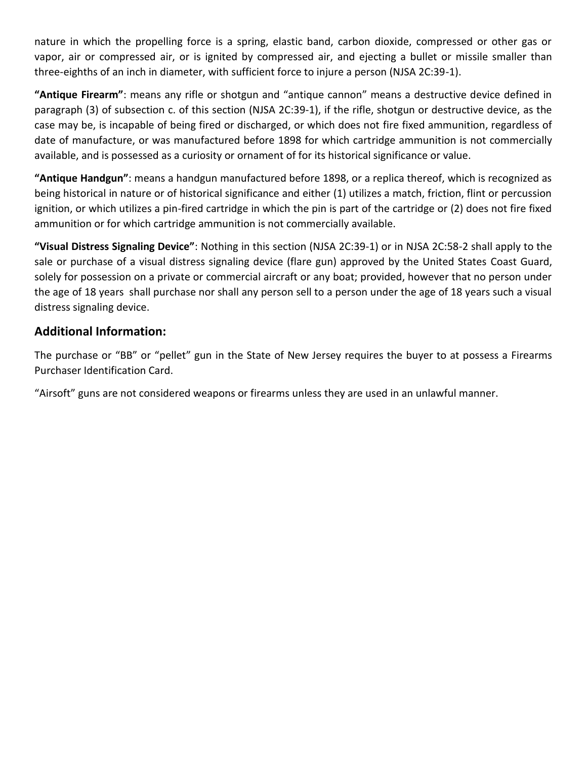nature in which the propelling force is a spring, elastic band, carbon dioxide, compressed or other gas or vapor, air or compressed air, or is ignited by compressed air, and ejecting a bullet or missile smaller than three-eighths of an inch in diameter, with sufficient force to injure a person (NJSA 2C:39-1).

**"Antique Firearm"**: means any rifle or shotgun and "antique cannon" means a destructive device defined in paragraph (3) of subsection c. of this section (NJSA 2C:39-1), if the rifle, shotgun or destructive device, as the case may be, is incapable of being fired or discharged, or which does not fire fixed ammunition, regardless of date of manufacture, or was manufactured before 1898 for which cartridge ammunition is not commercially available, and is possessed as a curiosity or ornament of for its historical significance or value.

**"Antique Handgun"**: means a handgun manufactured before 1898, or a replica thereof, which is recognized as being historical in nature or of historical significance and either (1) utilizes a match, friction, flint or percussion ignition, or which utilizes a pin-fired cartridge in which the pin is part of the cartridge or (2) does not fire fixed ammunition or for which cartridge ammunition is not commercially available.

**"Visual Distress Signaling Device"**: Nothing in this section (NJSA 2C:39-1) or in NJSA 2C:58-2 shall apply to the sale or purchase of a visual distress signaling device (flare gun) approved by the United States Coast Guard, solely for possession on a private or commercial aircraft or any boat; provided, however that no person under the age of 18 years shall purchase nor shall any person sell to a person under the age of 18 years such a visual distress signaling device.

## Additional Information:

The purchase or "BB" or "pellet" gun in the State of New Jersey requires the buyer to at possess a Firearms Purchaser Identification Card.

"Airsoft" guns are not considered weapons or firearms unless they are used in an unlawful manner.